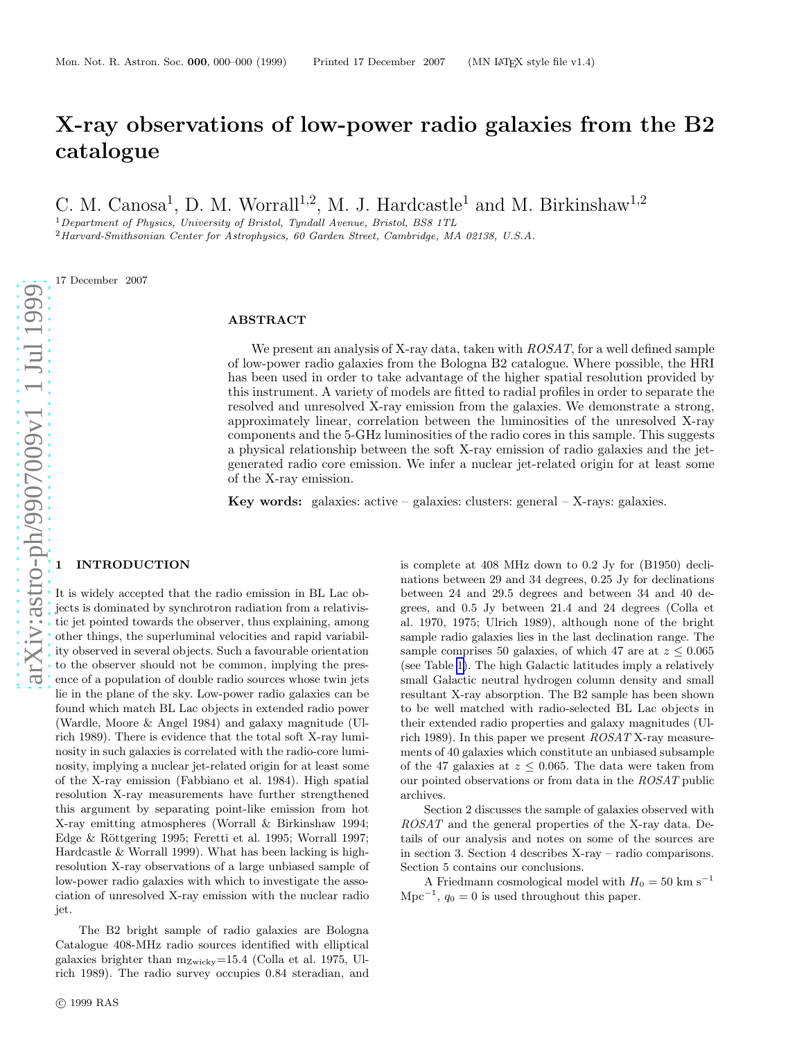# X-ray observations of low-power radio galaxies from the B2 catalogue

C. M. Canosa[1], D. M. Worrall[1,2], M. J. Hardcastle[1] and M. Birkinshaw[1,2]

[1]*Department of Physics, University of Bristol, Tyndall Avenue, Bristol, BS8 1TL*
[2]*Harvard-Smithsonian Center for Astrophysics, 60 Garden Street, Cambridge, MA 02138, U.S.A.*

17 December 2007

## ABSTRACT

We present an analysis of X-ray data, taken with *ROSAT*, for a well defined sample of low-power radio galaxies from the Bologna B2 catalogue. Where possible, the HRI has been used in order to take advantage of the higher spatial resolution provided by this instrument. A variety of models are fitted to radial profiles in order to separate the resolved and unresolved X-ray emission from the galaxies. We demonstrate a strong, approximately linear, correlation between the luminosities of the unresolved X-ray components and the 5-GHz luminosities of the radio cores in this sample. This suggests a physical relationship between the soft X-ray emission of radio galaxies and the jet-generated radio core emission. We infer a nuclear jet-related origin for at least some of the X-ray emission.

**Key words:** galaxies: active – galaxies: clusters: general – X-rays: galaxies.

## 1 INTRODUCTION

It is widely accepted that the radio emission in BL Lac objects is dominated by synchrotron radiation from a relativistic jet pointed towards the observer, thus explaining, among other things, the superluminal velocities and rapid variability observed in several objects. Such a favourable orientation to the observer should not be common, implying the presence of a population of double radio sources whose twin jets lie in the plane of the sky. Low-power radio galaxies can be found which match BL Lac objects in extended radio power (Wardle, Moore & Angel 1984) and galaxy magnitude (Ulrich 1989). There is evidence that the total soft X-ray luminosity in such galaxies is correlated with the radio-core luminosity, implying a nuclear jet-related origin for at least some of the X-ray emission (Fabbiano et al. 1984). High spatial resolution X-ray measurements have further strengthened this argument by separating point-like emission from hot X-ray emitting atmospheres (Worrall & Birkinshaw 1994; Edge & Röttgering 1995; Feretti et al. 1995; Worrall 1997; Hardcastle & Worrall 1999). What has been lacking is high-resolution X-ray observations of a large unbiased sample of low-power radio galaxies with which to investigate the association of unresolved X-ray emission with the nuclear radio jet.

The B2 bright sample of radio galaxies are Bologna Catalogue 408-MHz radio sources identified with elliptical galaxies brighter than $m_{\rm Zwicky}$=15.4 (Colla et al. 1975, Ulrich 1989). The radio survey occupies 0.84 steradian, and is complete at 408 MHz down to 0.2 Jy for (B1950) declinations between 29 and 34 degrees, 0.25 Jy for declinations between 24 and 29.5 degrees and between 34 and 40 degrees, and 0.5 Jy between 21.4 and 24 degrees (Colla et al. 1970, 1975; Ulrich 1989), although none of the bright sample radio galaxies lies in the last declination range. The sample comprises 50 galaxies, of which 47 are at $z \leq 0.065$ (see Table 1). The high Galactic latitudes imply a relatively small Galactic neutral hydrogen column density and small resultant X-ray absorption. The B2 sample has been shown to be well matched with radio-selected BL Lac objects in their extended radio properties and galaxy magnitudes (Ulrich 1989). In this paper we present *ROSAT* X-ray measurements of 40 galaxies which constitute an unbiased subsample of the 47 galaxies at $z \leq 0.065$. The data were taken from our pointed observations or from data in the *ROSAT* public archives.

Section 2 discusses the sample of galaxies observed with *ROSAT* and the general properties of the X-ray data. Details of our analysis and notes on some of the sources are in section 3. Section 4 describes X-ray – radio comparisons. Section 5 contains our conclusions.

A Friedmann cosmological model with $H_0 = 50$ km s$^{-1}$ Mpc$^{-1}$, $q_0 = 0$ is used throughout this paper.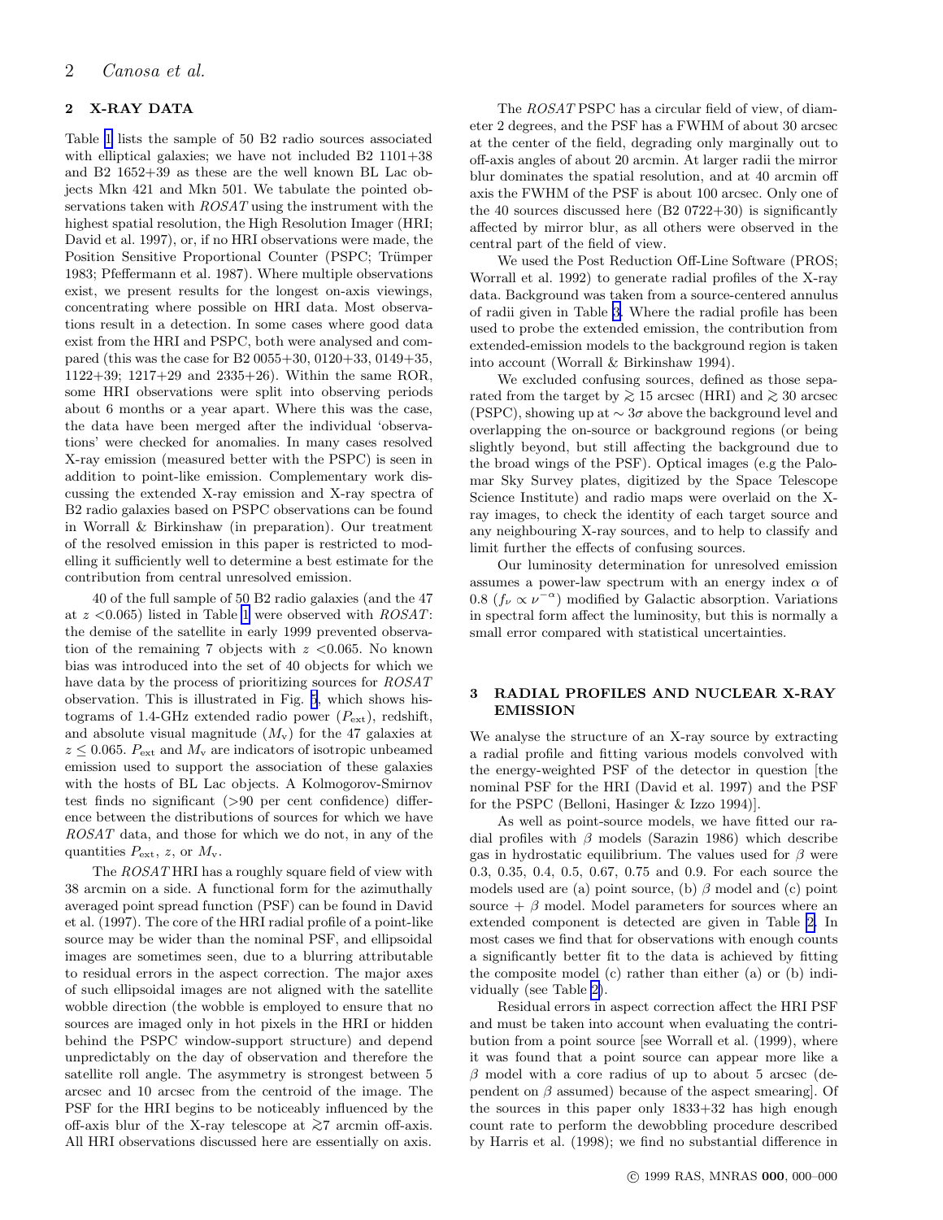## 2 X-RAY DATA

Table 1 lists the sample of 50 B2 radio sources associated with elliptical galaxies; we have not included B2 1101+38 and B2 1652+39 as these are the well known BL Lac objects Mkn 421 and Mkn 501. We tabulate the pointed observations taken with *ROSAT* using the instrument with the highest spatial resolution, the High Resolution Imager (HRI; David et al. 1997), or, if no HRI observations were made, the Position Sensitive Proportional Counter (PSPC; Trümper 1983; Pfeffermann et al. 1987). Where multiple observations exist, we present results for the longest on-axis viewings, concentrating where possible on HRI data. Most observations result in a detection. In some cases where good data exist from the HRI and PSPC, both were analysed and compared (this was the case for B2 0055+30, 0120+33, 0149+35, 1122+39; 1217+29 and 2335+26). Within the same ROR, some HRI observations were split into observing periods about 6 months or a year apart. Where this was the case, the data have been merged after the individual 'observations' were checked for anomalies. In many cases resolved X-ray emission (measured better with the PSPC) is seen in addition to point-like emission. Complementary work discussing the extended X-ray emission and X-ray spectra of B2 radio galaxies based on PSPC observations can be found in Worrall & Birkinshaw (in preparation). Our treatment of the resolved emission in this paper is restricted to modelling it sufficiently well to determine a best estimate for the contribution from central unresolved emission.

40 of the full sample of 50 B2 radio galaxies (and the 47 at $z$ <0.065) listed in Table 1 were observed with *ROSAT*: the demise of the satellite in early 1999 prevented observation of the remaining 7 objects with $z$ <0.065. No known bias was introduced into the set of 40 objects for which we have data by the process of prioritizing sources for *ROSAT* observation. This is illustrated in Fig. 5, which shows histograms of 1.4-GHz extended radio power ($P_{\rm ext}$), redshift, and absolute visual magnitude ($M_{\rm v}$) for the 47 galaxies at $z \leq 0.065$. $P_{\rm ext}$ and $M_{\rm v}$ are indicators of isotropic unbeamed emission used to support the association of these galaxies with the hosts of BL Lac objects. A Kolmogorov-Smirnov test finds no significant (>90 per cent confidence) difference between the distributions of sources for which we have *ROSAT* data, and those for which we do not, in any of the quantities $P_{\rm ext}$, $z$, or $M_{\rm v}$.

The *ROSAT* HRI has a roughly square field of view with 38 arcmin on a side. A functional form for the azimuthally averaged point spread function (PSF) can be found in David et al. (1997). The core of the HRI radial profile of a point-like source may be wider than the nominal PSF, and ellipsoidal images are sometimes seen, due to a blurring attributable to residual errors in the aspect correction. The major axes of such ellipsoidal images are not aligned with the satellite wobble direction (the wobble is employed to ensure that no sources are imaged only in hot pixels in the HRI or hidden behind the PSPC window-support structure) and depend unpredictably on the day of observation and therefore the satellite roll angle. The asymmetry is strongest between 5 arcsec and 10 arcsec from the centroid of the image. The PSF for the HRI begins to be noticeably influenced by the off-axis blur of the X-ray telescope at $\gtrsim$7 arcmin off-axis. All HRI observations discussed here are essentially on axis.

The *ROSAT* PSPC has a circular field of view, of diameter 2 degrees, and the PSF has a FWHM of about 30 arcsec at the center of the field, degrading only marginally out to off-axis angles of about 20 arcmin. At larger radii the mirror blur dominates the spatial resolution, and at 40 arcmin off axis the FWHM of the PSF is about 100 arcsec. Only one of the 40 sources discussed here (B2 0722+30) is significantly affected by mirror blur, as all others were observed in the central part of the field of view.

We used the Post Reduction Off-Line Software (PROS; Worrall et al. 1992) to generate radial profiles of the X-ray data. Background was taken from a source-centered annulus of radii given in Table 3. Where the radial profile has been used to probe the extended emission, the contribution from extended-emission models to the background region is taken into account (Worrall & Birkinshaw 1994).

We excluded confusing sources, defined as those separated from the target by $\gtrsim$ 15 arcsec (HRI) and $\gtrsim$ 30 arcsec (PSPC), showing up at $\sim 3\sigma$ above the background level and overlapping the on-source or background regions (or being slightly beyond, but still affecting the background due to the broad wings of the PSF). Optical images (e.g the Palomar Sky Survey plates, digitized by the Space Telescope Science Institute) and radio maps were overlaid on the X-ray images, to check the identity of each target source and any neighbouring X-ray sources, and to help to classify and limit further the effects of confusing sources.

Our luminosity determination for unresolved emission assumes a power-law spectrum with an energy index $\alpha$ of 0.8 ($f_\nu \propto \nu^{-\alpha}$) modified by Galactic absorption. Variations in spectral form affect the luminosity, but this is normally a small error compared with statistical uncertainties.

## 3 RADIAL PROFILES AND NUCLEAR X-RAY EMISSION

We analyse the structure of an X-ray source by extracting a radial profile and fitting various models convolved with the energy-weighted PSF of the detector in question [the nominal PSF for the HRI (David et al. 1997) and the PSF for the PSPC (Belloni, Hasinger & Izzo 1994)].

As well as point-source models, we have fitted our radial profiles with $\beta$ models (Sarazin 1986) which describe gas in hydrostatic equilibrium. The values used for $\beta$ were 0.3, 0.35, 0.4, 0.5, 0.67, 0.75 and 0.9. For each source the models used are (a) point source, (b) $\beta$ model and (c) point source + $\beta$ model. Model parameters for sources where an extended component is detected are given in Table 2. In most cases we find that for observations with enough counts a significantly better fit to the data is achieved by fitting the composite model (c) rather than either (a) or (b) individually (see Table 2).

Residual errors in aspect correction affect the HRI PSF and must be taken into account when evaluating the contribution from a point source [see Worrall et al. (1999), where it was found that a point source can appear more like a $\beta$ model with a core radius of up to about 5 arcsec (dependent on $\beta$ assumed) because of the aspect smearing]. Of the sources in this paper only 1833+32 has high enough count rate to perform the dewobbling procedure described by Harris et al. (1998); we find no substantial difference in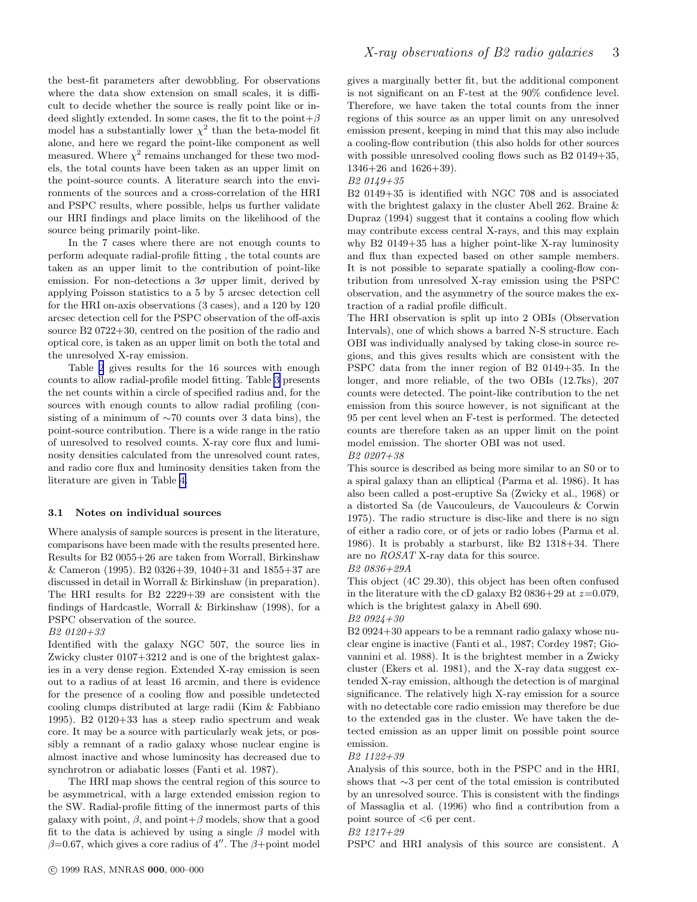the best-fit parameters after dewobbling. For observations where the data show extension on small scales, it is difficult to decide whether the source is really point like or indeed slightly extended. In some cases, the fit to the point+$\beta$ model has a substantially lower $\chi^2$ than the beta-model fit alone, and here we regard the point-like component as well measured. Where $\chi^2$ remains unchanged for these two models, the total counts have been taken as an upper limit on the point-source counts. A literature search into the environments of the sources and a cross-correlation of the HRI and PSPC results, where possible, helps us further validate our HRI findings and place limits on the likelihood of the source being primarily point-like.

In the 7 cases where there are not enough counts to perform adequate radial-profile fitting , the total counts are taken as an upper limit to the contribution of point-like emission. For non-detections a $3\sigma$ upper limit, derived by applying Poisson statistics to a 5 by 5 arcsec detection cell for the HRI on-axis observations (3 cases), and a 120 by 120 arcsec detection cell for the PSPC observation of the off-axis source B2 0722+30, centred on the position of the radio and optical core, is taken as an upper limit on both the total and the unresolved X-ray emission.

Table 2 gives results for the 16 sources with enough counts to allow radial-profile model fitting. Table 3 presents the net counts within a circle of specified radius and, for the sources with enough counts to allow radial profiling (consisting of a minimum of $\sim$70 counts over 3 data bins), the point-source contribution. There is a wide range in the ratio of unresolved to resolved counts. X-ray core flux and luminosity densities calculated from the unresolved count rates, and radio core flux and luminosity densities taken from the literature are given in Table 4.

### 3.1 Notes on individual sources

Where analysis of sample sources is present in the literature, comparisons have been made with the results presented here. Results for B2 0055+26 are taken from Worrall, Birkinshaw & Cameron (1995). B2 0326+39, 1040+31 and 1855+37 are discussed in detail in Worrall & Birkinshaw (in preparation). The HRI results for B2 2229+39 are consistent with the findings of Hardcastle, Worrall & Birkinshaw (1998), for a PSPC observation of the source.

*B2 0120+33*
Identified with the galaxy NGC 507, the source lies in Zwicky cluster 0107+3212 and is one of the brightest galaxies in a very dense region. Extended X-ray emission is seen out to a radius of at least 16 arcmin, and there is evidence for the presence of a cooling flow and possible undetected cooling clumps distributed at large radii (Kim & Fabbiano 1995). B2 0120+33 has a steep radio spectrum and weak core. It may be a source with particularly weak jets, or possibly a remnant of a radio galaxy whose nuclear engine is almost inactive and whose luminosity has decreased due to synchrotron or adiabatic losses (Fanti et al. 1987).

The HRI map shows the central region of this source to be asymmetrical, with a large extended emission region to the SW. Radial-profile fitting of the innermost parts of this galaxy with point, $\beta$, and point+$\beta$ models, show that a good fit to the data is achieved by using a single $\beta$ model with $\beta$=0.67, which gives a core radius of 4″. The $\beta$+point model gives a marginally better fit, but the additional component is not significant on an F-test at the 90% confidence level. Therefore, we have taken the total counts from the inner regions of this source as an upper limit on any unresolved emission present, keeping in mind that this may also include a cooling-flow contribution (this also holds for other sources with possible unresolved cooling flows such as B2 0149+35, 1346+26 and 1626+39).

*B2 0149+35*
B2 0149+35 is identified with NGC 708 and is associated with the brightest galaxy in the cluster Abell 262. Braine & Dupraz (1994) suggest that it contains a cooling flow which may contribute excess central X-rays, and this may explain why B2 0149+35 has a higher point-like X-ray luminosity and flux than expected based on other sample members. It is not possible to separate spatially a cooling-flow contribution from unresolved X-ray emission using the PSPC observation, and the asymmetry of the source makes the extraction of a radial profile difficult.
The HRI observation is split up into 2 OBIs (Observation Intervals), one of which shows a barred N-S structure. Each OBI was individually analysed by taking close-in source regions, and this gives results which are consistent with the PSPC data from the inner region of B2 0149+35. In the longer, and more reliable, of the two OBIs (12.7ks), 207 counts were detected. The point-like contribution to the net emission from this source however, is not significant at the 95 per cent level when an F-test is performed. The detected counts are therefore taken as an upper limit on the point model emission. The shorter OBI was not used.

*B2 0207+38*
This source is described as being more similar to an S0 or to a spiral galaxy than an elliptical (Parma et al. 1986). It has also been called a post-eruptive Sa (Zwicky et al., 1968) or a distorted Sa (de Vaucouleurs, de Vaucouleurs & Corwin 1975). The radio structure is disc-like and there is no sign of either a radio core, or of jets or radio lobes (Parma et al. 1986). It is probably a starburst, like B2 1318+34. There are no *ROSAT* X-ray data for this source.

*B2 0836+29A*
This object (4C 29.30), this object has been often confused in the literature with the cD galaxy B2 0836+29 at $z$=0.079, which is the brightest galaxy in Abell 690.

*B2 0924+30*
B2 0924+30 appears to be a remnant radio galaxy whose nuclear engine is inactive (Fanti et al., 1987; Cordey 1987; Giovannini et al. 1988). It is the brightest member in a Zwicky cluster (Ekers et al. 1981), and the X-ray data suggest extended X-ray emission, although the detection is of marginal significance. The relatively high X-ray emission for a source with no detectable core radio emission may therefore be due to the extended gas in the cluster. We have taken the detected emission as an upper limit on possible point source emission.

*B2 1122+39*
Analysis of this source, both in the PSPC and in the HRI, shows that $\sim$3 per cent of the total emission is contributed by an unresolved source. This is consistent with the findings of Massaglia et al. (1996) who find a contribution from a point source of <6 per cent.

*B2 1217+29*
PSPC and HRI analysis of this source are consistent. A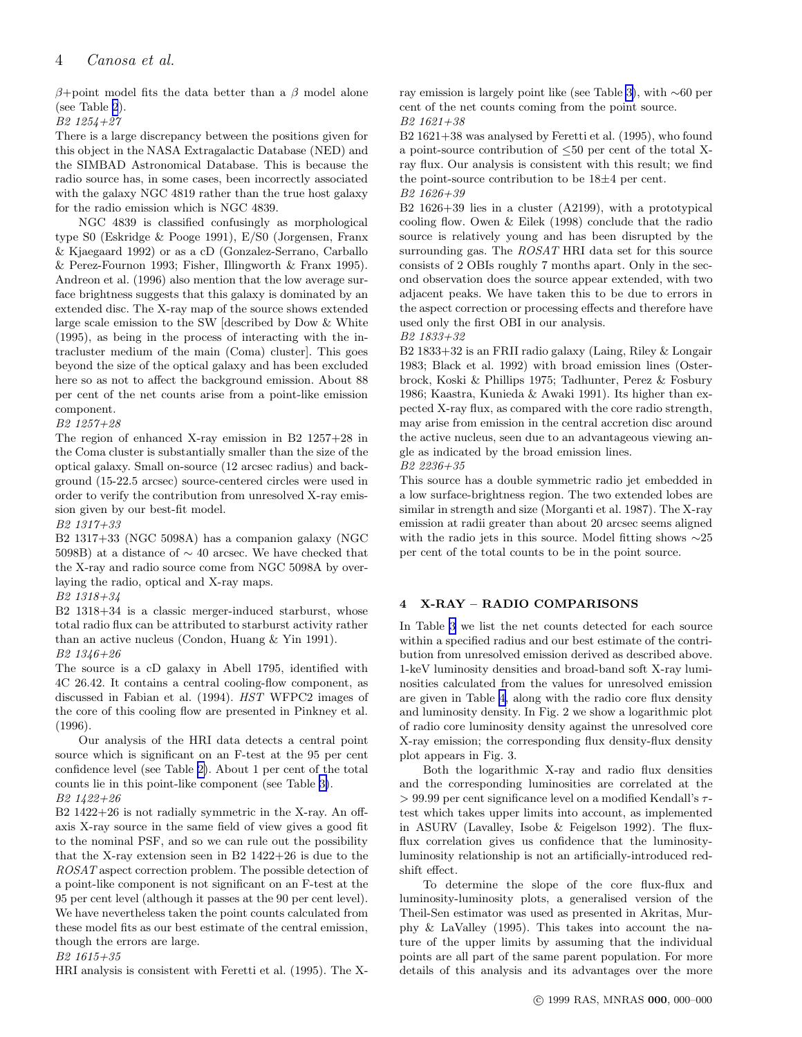$\beta$+point model fits the data better than a $\beta$ model alone (see Table 2).

*B2 1254+27*

There is a large discrepancy between the positions given for this object in the NASA Extragalactic Database (NED) and the SIMBAD Astronomical Database. This is because the radio source has, in some cases, been incorrectly associated with the galaxy NGC 4819 rather than the true host galaxy for the radio emission which is NGC 4839.

NGC 4839 is classified confusingly as morphological type S0 (Eskridge & Pooge 1991), E/S0 (Jorgensen, Franx & Kjaegaard 1992) or as a cD (Gonzalez-Serrano, Carballo & Perez-Fournon 1993; Fisher, Illingworth & Franx 1995). Andreon et al. (1996) also mention that the low average surface brightness suggests that this galaxy is dominated by an extended disc. The X-ray map of the source shows extended large scale emission to the SW [described by Dow & White (1995), as being in the process of interacting with the intracluster medium of the main (Coma) cluster]. This goes beyond the size of the optical galaxy and has been excluded here so as not to affect the background emission. About 88 per cent of the net counts arise from a point-like emission component.

*B2 1257+28*

The region of enhanced X-ray emission in B2 1257+28 in the Coma cluster is substantially smaller than the size of the optical galaxy. Small on-source (12 arcsec radius) and background (15-22.5 arcsec) source-centered circles were used in order to verify the contribution from unresolved X-ray emission given by our best-fit model.

*B2 1317+33*

B2 1317+33 (NGC 5098A) has a companion galaxy (NGC 5098B) at a distance of $\sim$ 40 arcsec. We have checked that the X-ray and radio source come from NGC 5098A by overlaying the radio, optical and X-ray maps.

*B2 1318+34*

B2 1318+34 is a classic merger-induced starburst, whose total radio flux can be attributed to starburst activity rather than an active nucleus (Condon, Huang & Yin 1991).

*B2 1346+26*

The source is a cD galaxy in Abell 1795, identified with 4C 26.42. It contains a central cooling-flow component, as discussed in Fabian et al. (1994). *HST* WFPC2 images of the core of this cooling flow are presented in Pinkney et al. (1996).

Our analysis of the HRI data detects a central point source which is significant on an F-test at the 95 per cent confidence level (see Table 2). About 1 per cent of the total counts lie in this point-like component (see Table 3).

*B2 1422+26*

B2 1422+26 is not radially symmetric in the X-ray. An off-axis X-ray source in the same field of view gives a good fit to the nominal PSF, and so we can rule out the possibility that the X-ray extension seen in B2 1422+26 is due to the *ROSAT* aspect correction problem. The possible detection of a point-like component is not significant on an F-test at the 95 per cent level (although it passes at the 90 per cent level). We have nevertheless taken the point counts calculated from these model fits as our best estimate of the central emission, though the errors are large.

*B2 1615+35*

HRI analysis is consistent with Feretti et al. (1995). The X-ray emission is largely point like (see Table 3), with $\sim$60 per cent of the net counts coming from the point source.

*B2 1621+38*

B2 1621+38 was analysed by Feretti et al. (1995), who found a point-source contribution of $\leq$50 per cent of the total X-ray flux. Our analysis is consistent with this result; we find the point-source contribution to be 18$\pm$4 per cent.

*B2 1626+39*

B2 1626+39 lies in a cluster (A2199), with a prototypical cooling flow. Owen & Eilek (1998) conclude that the radio source is relatively young and has been disrupted by the surrounding gas. The *ROSAT* HRI data set for this source consists of 2 OBIs roughly 7 months apart. Only in the second observation does the source appear extended, with two adjacent peaks. We have taken this to be due to errors in the aspect correction or processing effects and therefore have used only the first OBI in our analysis.

*B2 1833+32*

B2 1833+32 is an FRII radio galaxy (Laing, Riley & Longair 1983; Black et al. 1992) with broad emission lines (Osterbrock, Koski & Phillips 1975; Tadhunter, Perez & Fosbury 1986; Kaastra, Kunieda & Awaki 1991). Its higher than expected X-ray flux, as compared with the core radio strength, may arise from emission in the central accretion disc around the active nucleus, seen due to an advantageous viewing angle as indicated by the broad emission lines.

*B2 2236+35*

This source has a double symmetric radio jet embedded in a low surface-brightness region. The two extended lobes are similar in strength and size (Morganti et al. 1987). The X-ray emission at radii greater than about 20 arcsec seems aligned with the radio jets in this source. Model fitting shows $\sim$25 per cent of the total counts to be in the point source.

## 4 X-RAY – RADIO COMPARISONS

In Table 3 we list the net counts detected for each source within a specified radius and our best estimate of the contribution from unresolved emission derived as described above. 1-keV luminosity densities and broad-band soft X-ray luminosities calculated from the values for unresolved emission are given in Table 4, along with the radio core flux density and luminosity density. In Fig. 2 we show a logarithmic plot of radio core luminosity density against the unresolved core X-ray emission; the corresponding flux density-flux density plot appears in Fig. 3.

Both the logarithmic X-ray and radio flux densities and the corresponding luminosities are correlated at the $>$ 99.99 per cent significance level on a modified Kendall's $\tau$-test which takes upper limits into account, as implemented in ASURV (Lavalley, Isobe & Feigelson 1992). The flux-flux correlation gives us confidence that the luminosity-luminosity relationship is not an artificially-introduced redshift effect.

To determine the slope of the core flux-flux and luminosity-luminosity plots, a generalised version of the Theil-Sen estimator was used as presented in Akritas, Murphy & LaValley (1995). This takes into account the nature of the upper limits by assuming that the individual points are all part of the same parent population. For more details of this analysis and its advantages over the more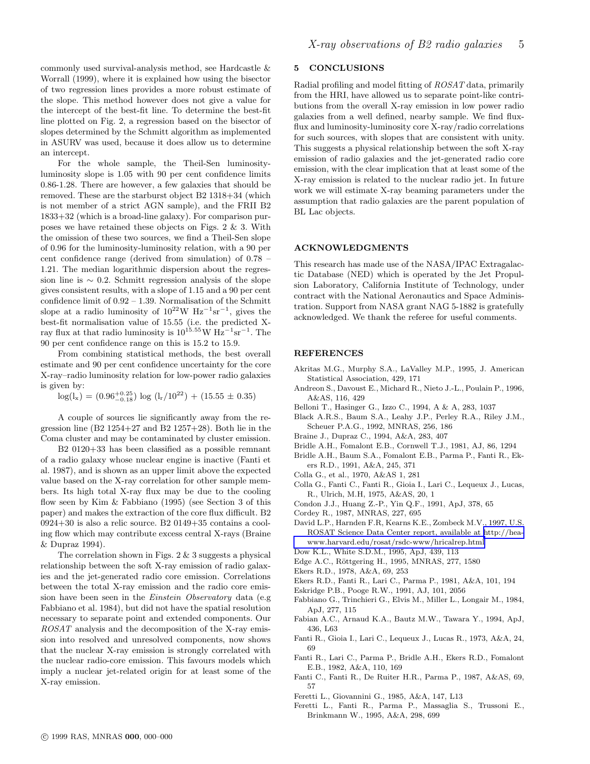commonly used survival-analysis method, see Hardcastle & Worrall (1999), where it is explained how using the bisector of two regression lines provides a more robust estimate of the slope. This method however does not give a value for the intercept of the best-fit line. To determine the best-fit line plotted on Fig. 2, a regression based on the bisector of slopes determined by the Schmitt algorithm as implemented in ASURV was used, because it does allow us to determine an intercept.

For the whole sample, the Theil-Sen luminosity-luminosity slope is 1.05 with 90 per cent confidence limits 0.86-1.28. There are however, a few galaxies that should be removed. These are the starburst object B2 1318+34 (which is not member of a strict AGN sample), and the FRII B2 1833+32 (which is a broad-line galaxy). For comparison purposes we have retained these objects on Figs. 2 & 3. With the omission of these two sources, we find a Theil-Sen slope of 0.96 for the luminosity-luminosity relation, with a 90 per cent confidence range (derived from simulation) of 0.78 – 1.21. The median logarithmic dispersion about the regression line is $\sim 0.2$. Schmitt regression analysis of the slope gives consistent results, with a slope of 1.15 and a 90 per cent confidence limit of 0.92 – 1.39. Normalisation of the Schmitt slope at a radio luminosity of $10^{22}$W Hz$^{-1}$sr$^{-1}$, gives the best-fit normalisation value of 15.55 (i.e. the predicted X-ray flux at that radio luminosity is $10^{15.55}$W Hz$^{-1}$sr$^{-1}$. The 90 per cent confidence range on this is 15.2 to 15.9.

From combining statistical methods, the best overall estimate and 90 per cent confidence uncertainty for the core X-ray–radio luminosity relation for low-power radio galaxies is given by:

$$\log(l_x) = (0.96^{+0.25}_{-0.18}) \log(l_r/10^{22}) + (15.55 \pm 0.35)$$

A couple of sources lie significantly away from the regression line (B2 1254+27 and B2 1257+28). Both lie in the Coma cluster and may be contaminated by cluster emission.

B2 0120+33 has been classified as a possible remnant of a radio galaxy whose nuclear engine is inactive (Fanti et al. 1987), and is shown as an upper limit above the expected value based on the X-ray correlation for other sample members. Its high total X-ray flux may be due to the cooling flow seen by Kim & Fabbiano (1995) (see Section 3 of this paper) and makes the extraction of the core flux difficult. B2 0924+30 is also a relic source. B2 0149+35 contains a cooling flow which may contribute excess central X-rays (Braine & Dupraz 1994).

The correlation shown in Figs. 2 & 3 suggests a physical relationship between the soft X-ray emission of radio galaxies and the jet-generated radio core emission. Correlations between the total X-ray emission and the radio core emission have been seen in the *Einstein Observatory* data (e.g Fabbiano et al. 1984), but did not have the spatial resolution necessary to separate point and extended components. Our *ROSAT* analysis and the decomposition of the X-ray emission into resolved and unresolved components, now shows that the nuclear X-ray emission is strongly correlated with the nuclear radio-core emission. This favours models which imply a nuclear jet-related origin for at least some of the X-ray emission.

## 5 CONCLUSIONS

Radial profiling and model fitting of *ROSAT* data, primarily from the HRI, have allowed us to separate point-like contributions from the overall X-ray emission in low power radio galaxies from a well defined, nearby sample. We find flux-flux and luminosity-luminosity core X-ray/radio correlations for such sources, with slopes that are consistent with unity. This suggests a physical relationship between the soft X-ray emission of radio galaxies and the jet-generated radio core emission, with the clear implication that at least some of the X-ray emission is related to the nuclear radio jet. In future work we will estimate X-ray beaming parameters under the assumption that radio galaxies are the parent population of BL Lac objects.

## ACKNOWLEDGMENTS

This research has made use of the NASA/IPAC Extragalactic Database (NED) which is operated by the Jet Propulsion Laboratory, California Institute of Technology, under contract with the National Aeronautics and Space Administration. Support from NASA grant NAG 5-1882 is gratefully acknowledged. We thank the referee for useful comments.

## REFERENCES

Akritas M.G., Murphy S.A., LaValley M.P., 1995, J. American Statistical Association, 429, 171

Andreon S., Davoust E., Michard R., Nieto J.-L., Poulain P., 1996, A&AS, 116, 429

Belloni T., Hasinger G., Izzo C., 1994, A & A, 283, 1037

Black A.R.S., Baum S.A., Leahy J.P., Perley R.A., Riley J.M., Scheuer P.A.G., 1992, MNRAS, 256, 186

Braine J., Dupraz C., 1994, A&A, 283, 407

Bridle A.H., Fomalont E.B., Cornwell T.J., 1981, AJ, 86, 1294

Bridle A.H., Baum S.A., Fomalont E.B., Parma P., Fanti R., Ekers R.D., 1991, A&A, 245, 371

Colla G., et al., 1970, A&AS 1, 281

Colla G., Fanti C., Fanti R., Gioia I., Lari C., Lequeux J., Lucas, R., Ulrich, M.H, 1975, A&AS, 20, 1

Condon J.J., Huang Z.-P., Yin Q.F., 1991, ApJ, 378, 65

Cordey R., 1987, MNRAS, 227, 695

David L.P., Harnden F.R, Kearns K.E., Zombeck M.V., 1997, U.S. ROSAT Science Data Center report, available at http://hea-www.harvard.edu/rosat/rsdc-www/hricalrep.html

Dow K.L., White S.D.M., 1995, ApJ, 439, 113

Edge A.C., Röttgering H., 1995, MNRAS, 277, 1580

Ekers R.D., 1978, A&A, 69, 253

Ekers R.D., Fanti R., Lari C., Parma P., 1981, A&A, 101, 194

Eskridge P.B., Pooge R.W., 1991, AJ, 101, 2056

Fabbiano G., Trinchieri G., Elvis M., Miller L., Longair M., 1984, ApJ, 277, 115

Fabian A.C., Arnaud K.A., Bautz M.W., Tawara Y., 1994, ApJ, 436, L63

Fanti R., Gioia I., Lari C., Lequeux J., Lucas R., 1973, A&A, 24, 69

Fanti R., Lari C., Parma P., Bridle A.H., Ekers R.D., Fomalont E.B., 1982, A&A, 110, 169

Fanti C., Fanti R., De Ruiter H.R., Parma P., 1987, A&AS, 69, 57

Feretti L., Giovannini G., 1985, A&A, 147, L13

Feretti L., Fanti R., Parma P., Massaglia S., Trussoni E., Brinkmann W., 1995, A&A, 298, 699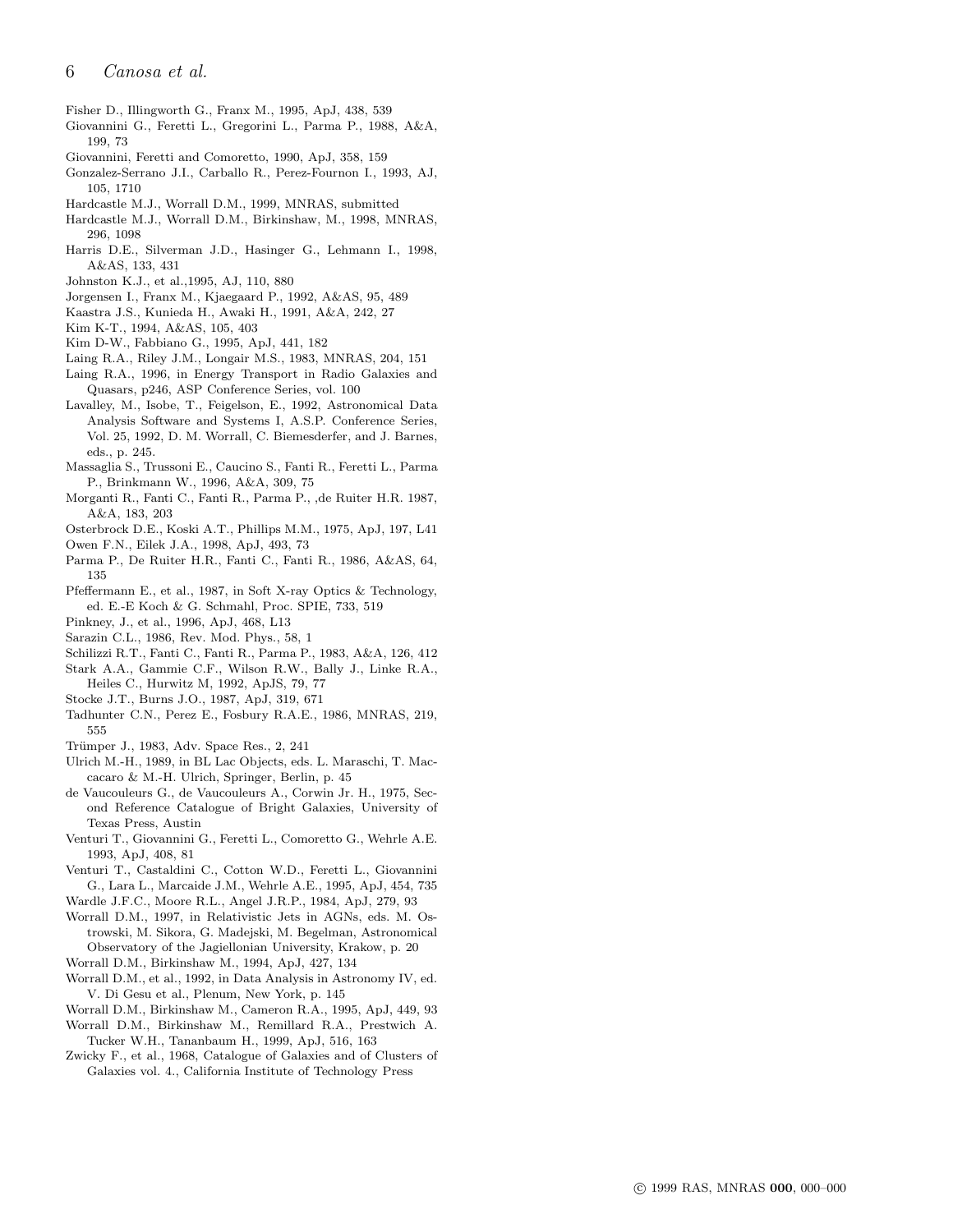Fisher D., Illingworth G., Franx M., 1995, ApJ, 438, 539

Giovannini G., Feretti L., Gregorini L., Parma P., 1988, A&A, 199, 73

Giovannini, Feretti and Comoretto, 1990, ApJ, 358, 159

Gonzalez-Serrano J.I., Carballo R., Perez-Fournon I., 1993, AJ, 105, 1710

Hardcastle M.J., Worrall D.M., 1999, MNRAS, submitted

Hardcastle M.J., Worrall D.M., Birkinshaw, M., 1998, MNRAS, 296, 1098

Harris D.E., Silverman J.D., Hasinger G., Lehmann I., 1998, A&AS, 133, 431

Johnston K.J., et al.,1995, AJ, 110, 880

Jorgensen I., Franx M., Kjaegaard P., 1992, A&AS, 95, 489

Kaastra J.S., Kunieda H., Awaki H., 1991, A&A, 242, 27

Kim K-T., 1994, A&AS, 105, 403

Kim D-W., Fabbiano G., 1995, ApJ, 441, 182

Laing R.A., Riley J.M., Longair M.S., 1983, MNRAS, 204, 151

Laing R.A., 1996, in Energy Transport in Radio Galaxies and Quasars, p246, ASP Conference Series, vol. 100

Lavalley, M., Isobe, T., Feigelson, E., 1992, Astronomical Data Analysis Software and Systems I, A.S.P. Conference Series, Vol. 25, 1992, D. M. Worrall, C. Biemesderfer, and J. Barnes, eds., p. 245.

Massaglia S., Trussoni E., Caucino S., Fanti R., Feretti L., Parma P., Brinkmann W., 1996, A&A, 309, 75

Morganti R., Fanti C., Fanti R., Parma P., ,de Ruiter H.R. 1987, A&A, 183, 203

Osterbrock D.E., Koski A.T., Phillips M.M., 1975, ApJ, 197, L41

Owen F.N., Eilek J.A., 1998, ApJ, 493, 73

Parma P., De Ruiter H.R., Fanti C., Fanti R., 1986, A&AS, 64, 135

Pfeffermann E., et al., 1987, in Soft X-ray Optics & Technology, ed. E.-E Koch & G. Schmahl, Proc. SPIE, 733, 519

Pinkney, J., et al., 1996, ApJ, 468, L13

Sarazin C.L., 1986, Rev. Mod. Phys., 58, 1

Schilizzi R.T., Fanti C., Fanti R., Parma P., 1983, A&A, 126, 412

Stark A.A., Gammie C.F., Wilson R.W., Bally J., Linke R.A., Heiles C., Hurwitz M, 1992, ApJS, 79, 77

Stocke J.T., Burns J.O., 1987, ApJ, 319, 671

Tadhunter C.N., Perez E., Fosbury R.A.E., 1986, MNRAS, 219, 555

Trümper J., 1983, Adv. Space Res., 2, 241

Ulrich M.-H., 1989, in BL Lac Objects, eds. L. Maraschi, T. Maccacaro & M.-H. Ulrich, Springer, Berlin, p. 45

de Vaucouleurs G., de Vaucouleurs A., Corwin Jr. H., 1975, Second Reference Catalogue of Bright Galaxies, University of Texas Press, Austin

Venturi T., Giovannini G., Feretti L., Comoretto G., Wehrle A.E. 1993, ApJ, 408, 81

Venturi T., Castaldini C., Cotton W.D., Feretti L., Giovannini G., Lara L., Marcaide J.M., Wehrle A.E., 1995, ApJ, 454, 735

Wardle J.F.C., Moore R.L., Angel J.R.P., 1984, ApJ, 279, 93

Worrall D.M., 1997, in Relativistic Jets in AGNs, eds. M. Ostrowski, M. Sikora, G. Madejski, M. Begelman, Astronomical Observatory of the Jagiellonian University, Krakow, p. 20

Worrall D.M., Birkinshaw M., 1994, ApJ, 427, 134

Worrall D.M., et al., 1992, in Data Analysis in Astronomy IV, ed. V. Di Gesu et al., Plenum, New York, p. 145

Worrall D.M., Birkinshaw M., Cameron R.A., 1995, ApJ, 449, 93

Worrall D.M., Birkinshaw M., Remillard R.A., Prestwich A. Tucker W.H., Tananbaum H., 1999, ApJ, 516, 163

Zwicky F., et al., 1968, Catalogue of Galaxies and of Clusters of Galaxies vol. 4., California Institute of Technology Press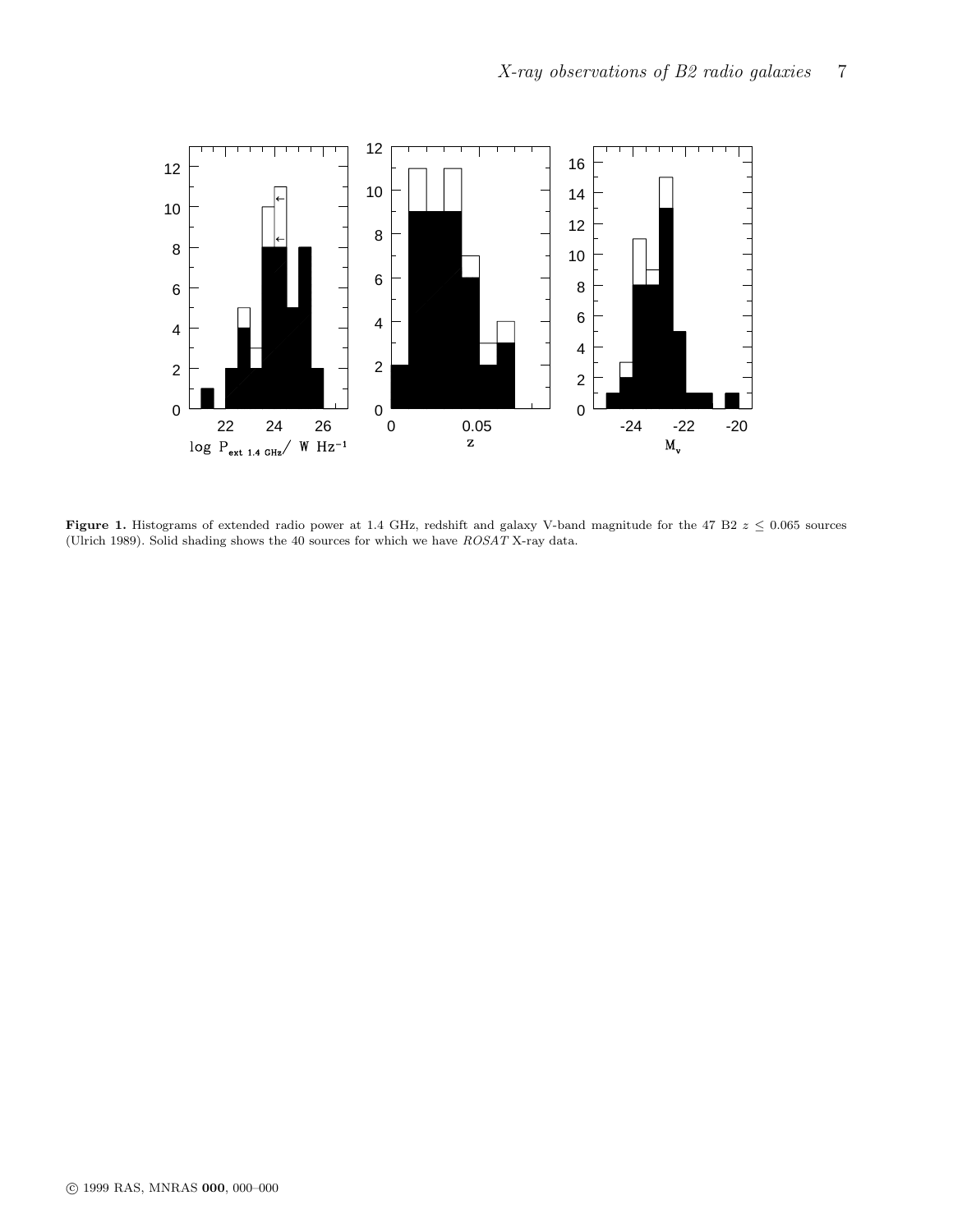**Figure 1.** Histograms of extended radio power at 1.4 GHz, redshift and galaxy V-band magnitude for the 47 B2 $z \leq 0.065$ sources (Ulrich 1989). Solid shading shows the 40 sources for which we have *ROSAT* X-ray data.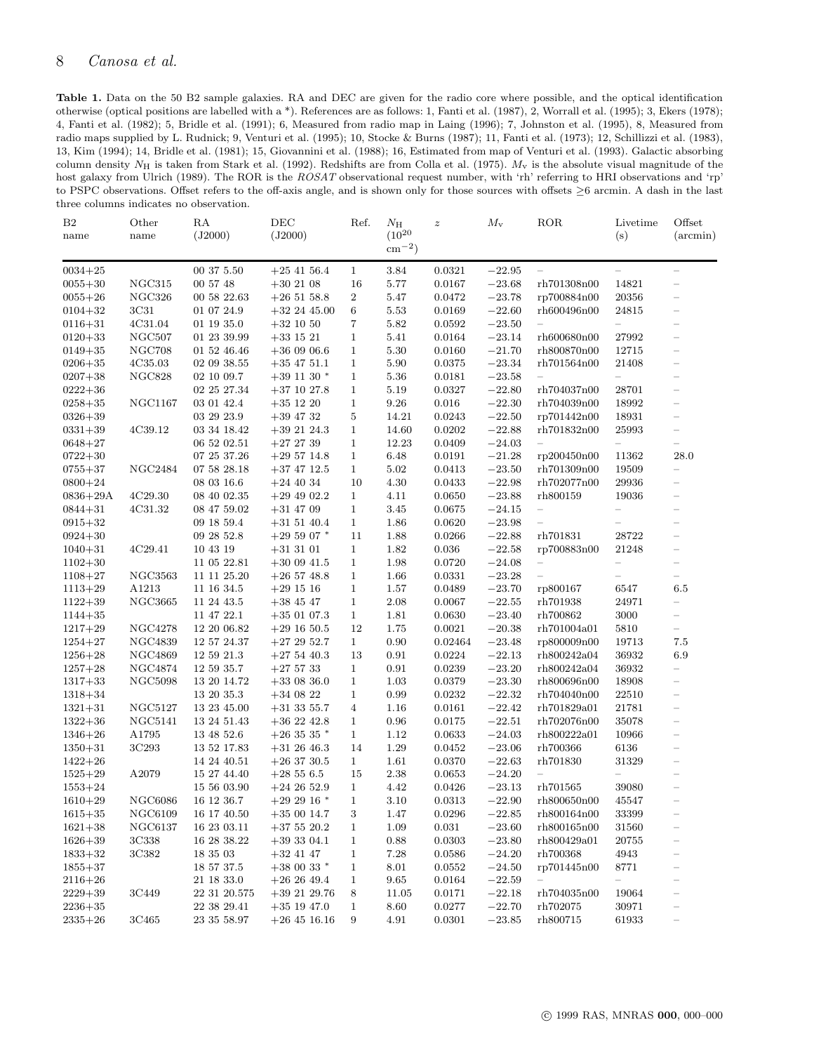**Table 1.** Data on the 50 B2 sample galaxies. RA and DEC are given for the radio core where possible, and the optical identification otherwise (optical positions are labelled with a *). References are as follows: 1, Fanti et al. (1987), 2, Worrall et al. (1995); 3, Ekers (1978); 4, Fanti et al. (1982); 5, Bridle et al. (1991); 6, Measured from radio map in Laing (1996); 7, Johnston et al. (1995), 8, Measured from radio maps supplied by L. Rudnick; 9, Venturi et al. (1995); 10, Stocke & Burns (1987); 11, Fanti et al. (1973); 12, Schillizzi et al. (1983), 13, Kim (1994); 14, Bridle et al. (1981); 15, Giovannini et al. (1988); 16, Estimated from map of Venturi et al. (1993). Galactic absorbing column density $N_{\rm H}$ is taken from Stark et al. (1992). Redshifts are from Colla et al. (1975). $M_{\rm v}$ is the absolute visual magnitude of the host galaxy from Ulrich (1989). The ROR is the *ROSAT* observational request number, with 'rh' referring to HRI observations and 'rp' to PSPC observations. Offset refers to the off-axis angle, and is shown only for those sources with offsets ≥6 arcmin. A dash in the last three columns indicates no observation.

| B2 name | Other name | RA (J2000) | DEC (J2000) | Ref. | $N_{\rm H}$ ($10^{20}$ cm$^{-2}$) | $z$ | $M_{\rm v}$ | ROR | Livetime (s) | Offset (arcmin) |
|---|---|---|---|---|---|---|---|---|---|---|
| 0034+25 | | 00 37 5.50 | +25 41 56.4 | 1 | 3.84 | 0.0321 | −22.95 | – | – | – |
| 0055+30 | NGC315 | 00 57 48 | +30 21 08 | 16 | 5.77 | 0.0167 | −23.68 | rh701308n00 | 14821 | – |
| 0055+26 | NGC326 | 00 58 22.63 | +26 51 58.8 | 2 | 5.47 | 0.0472 | −23.78 | rp700884n00 | 20356 | – |
| 0104+32 | 3C31 | 01 07 24.9 | +32 24 45.00 | 6 | 5.53 | 0.0169 | −22.60 | rh600496n00 | 24815 | – |
| 0116+31 | 4C31.04 | 01 19 35.0 | +32 10 50 | 7 | 5.82 | 0.0592 | −23.50 | – | – | – |
| 0120+33 | NGC507 | 01 23 39.99 | +33 15 21 | 1 | 5.41 | 0.0164 | −23.14 | rh600680n00 | 27992 | – |
| 0149+35 | NGC708 | 01 52 46.46 | +36 09 06.6 | 1 | 5.30 | 0.0160 | −21.70 | rh800870n00 | 12715 | – |
| 0206+35 | 4C35.03 | 02 09 38.55 | +35 47 51.1 | 1 | 5.90 | 0.0375 | −23.34 | rh701564n00 | 21408 | – |
| 0207+38 | NGC828 | 02 10 09.7 | +39 11 30 * | 1 | 5.36 | 0.0181 | −23.58 | – | – | – |
| 0222+36 | | 02 25 27.34 | +37 10 27.8 | 1 | 5.19 | 0.0327 | −22.80 | rh704037n00 | 28701 | – |
| 0258+35 | NGC1167 | 03 01 42.4 | +35 12 20 | 1 | 9.26 | 0.016 | −22.30 | rh704039n00 | 18992 | – |
| 0326+39 | | 03 29 23.9 | +39 47 32 | 5 | 14.21 | 0.0243 | −22.50 | rp701442n00 | 18931 | – |
| 0331+39 | 4C39.12 | 03 34 18.42 | +39 21 24.3 | 1 | 14.60 | 0.0202 | −22.88 | rh701832n00 | 25993 | – |
| 0648+27 | | 06 52 02.51 | +27 27 39 | 1 | 12.23 | 0.0409 | −24.03 | – | – | – |
| 0722+30 | | 07 25 37.26 | +29 57 14.8 | 1 | 6.48 | 0.0191 | −21.28 | rp200450n00 | 11362 | 28.0 |
| 0755+37 | NGC2484 | 07 58 28.18 | +37 47 12.5 | 1 | 5.02 | 0.0413 | −23.50 | rh701309n00 | 19509 | – |
| 0800+24 | | 08 03 16.6 | +24 40 34 | 10 | 4.30 | 0.0433 | −22.98 | rh702077n00 | 29936 | – |
| 0836+29A | 4C29.30 | 08 40 02.35 | +29 49 02.2 | 1 | 4.11 | 0.0650 | −23.88 | rh800159 | 19036 | – |
| 0844+31 | 4C31.32 | 08 47 59.02 | +31 47 09 | 1 | 3.45 | 0.0675 | −24.15 | – | – | – |
| 0915+32 | | 09 18 59.4 | +31 51 40.4 | 1 | 1.86 | 0.0620 | −23.98 | – | – | – |
| 0924+30 | | 09 28 52.8 | +29 59 07 * | 11 | 1.88 | 0.0266 | −22.88 | rh701831 | 28722 | – |
| 1040+31 | 4C29.41 | 10 43 19 | +31 31 01 | 1 | 1.82 | 0.036 | −22.58 | rp700883n00 | 21248 | – |
| 1102+30 | | 11 05 22.81 | +30 09 41.5 | 1 | 1.98 | 0.0720 | −24.08 | – | – | – |
| 1108+27 | NGC3563 | 11 11 25.20 | +26 57 48.8 | 1 | 1.66 | 0.0331 | −23.28 | – | – | – |
| 1113+29 | A1213 | 11 16 34.5 | +29 15 16 | 1 | 1.57 | 0.0489 | −23.70 | rp800167 | 6547 | 6.5 |
| 1122+39 | NGC3665 | 11 24 43.5 | +38 45 47 | 1 | 2.08 | 0.0067 | −22.55 | rh701938 | 24971 | – |
| 1144+35 | | 11 47 22.1 | +35 01 07.3 | 1 | 1.81 | 0.0630 | −23.40 | rh700862 | 3000 | – |
| 1217+29 | NGC4278 | 12 20 06.82 | +29 16 50.5 | 12 | 1.75 | 0.0021 | −20.38 | rh701004a01 | 5810 | – |
| 1254+27 | NGC4839 | 12 57 24.37 | +27 29 52.7 | 1 | 0.90 | 0.02464 | −23.48 | rp800009n00 | 19713 | 7.5 |
| 1256+28 | NGC4869 | 12 59 21.3 | +27 54 40.3 | 13 | 0.91 | 0.0224 | −22.13 | rh800242a04 | 36932 | 6.9 |
| 1257+28 | NGC4874 | 12 59 35.7 | +27 57 33 | 1 | 0.91 | 0.0239 | −23.20 | rh800242a04 | 36932 | – |
| 1317+33 | NGC5098 | 13 20 14.72 | +33 08 36.0 | 1 | 1.03 | 0.0379 | −23.30 | rh800696n00 | 18908 | – |
| 1318+34 | | 13 20 35.3 | +34 08 22 | 1 | 0.99 | 0.0232 | −22.32 | rh704040n00 | 22510 | – |
| 1321+31 | NGC5127 | 13 23 45.00 | +31 33 55.7 | 4 | 1.16 | 0.0161 | −22.42 | rh701829a01 | 21781 | – |
| 1322+36 | NGC5141 | 13 24 51.43 | +36 22 42.8 | 1 | 0.96 | 0.0175 | −22.51 | rh702076n00 | 35078 | – |
| 1346+26 | A1795 | 13 48 52.6 | +26 35 35 * | 1 | 1.12 | 0.0633 | −24.03 | rh800222a01 | 10966 | – |
| 1350+31 | 3C293 | 13 52 17.83 | +31 26 46.3 | 14 | 1.29 | 0.0452 | −23.06 | rh700366 | 6136 | – |
| 1422+26 | | 14 24 40.51 | +26 37 30.5 | 1 | 1.61 | 0.0370 | −22.63 | rh701830 | 31329 | – |
| 1525+29 | A2079 | 15 27 44.40 | +28 55 6.5 | 15 | 2.38 | 0.0653 | −24.20 | – | – | – |
| 1553+24 | | 15 56 03.90 | +24 26 52.9 | 1 | 4.42 | 0.0426 | −23.13 | rh701565 | 39080 | – |
| 1610+29 | NGC6086 | 16 12 36.7 | +29 29 16 * | 1 | 3.10 | 0.0313 | −22.90 | rh800650n00 | 45547 | – |
| 1615+35 | NGC6109 | 16 17 40.50 | +35 00 14.7 | 3 | 1.47 | 0.0296 | −22.85 | rh800164n00 | 33399 | – |
| 1621+38 | NGC6137 | 16 23 03.11 | +37 55 20.2 | 1 | 1.09 | 0.031 | −23.60 | rh800165n00 | 31560 | – |
| 1626+39 | 3C338 | 16 28 38.22 | +39 33 04.1 | 1 | 0.88 | 0.0303 | −23.80 | rh800429a01 | 20755 | – |
| 1833+32 | 3C382 | 18 35 03 | +32 41 47 | 1 | 7.28 | 0.0586 | −24.20 | rh700368 | 4943 | – |
| 1855+37 | | 18 57 37.5 | +38 00 33 * | 1 | 8.01 | 0.0552 | −24.50 | rp701445n00 | 8771 | – |
| 2116+26 | | 21 18 33.0 | +26 26 49.4 | 1 | 9.65 | 0.0164 | −22.59 | – | – | – |
| 2229+39 | 3C449 | 22 31 20.575 | +39 21 29.76 | 8 | 11.05 | 0.0171 | −22.18 | rh704035n00 | 19064 | – |
| 2236+35 | | 22 38 29.41 | +35 19 47.0 | 1 | 8.60 | 0.0277 | −22.70 | rh702075 | 30971 | – |
| 2335+26 | 3C465 | 23 35 58.97 | +26 45 16.16 | 9 | 4.91 | 0.0301 | −23.85 | rh800715 | 61933 | – |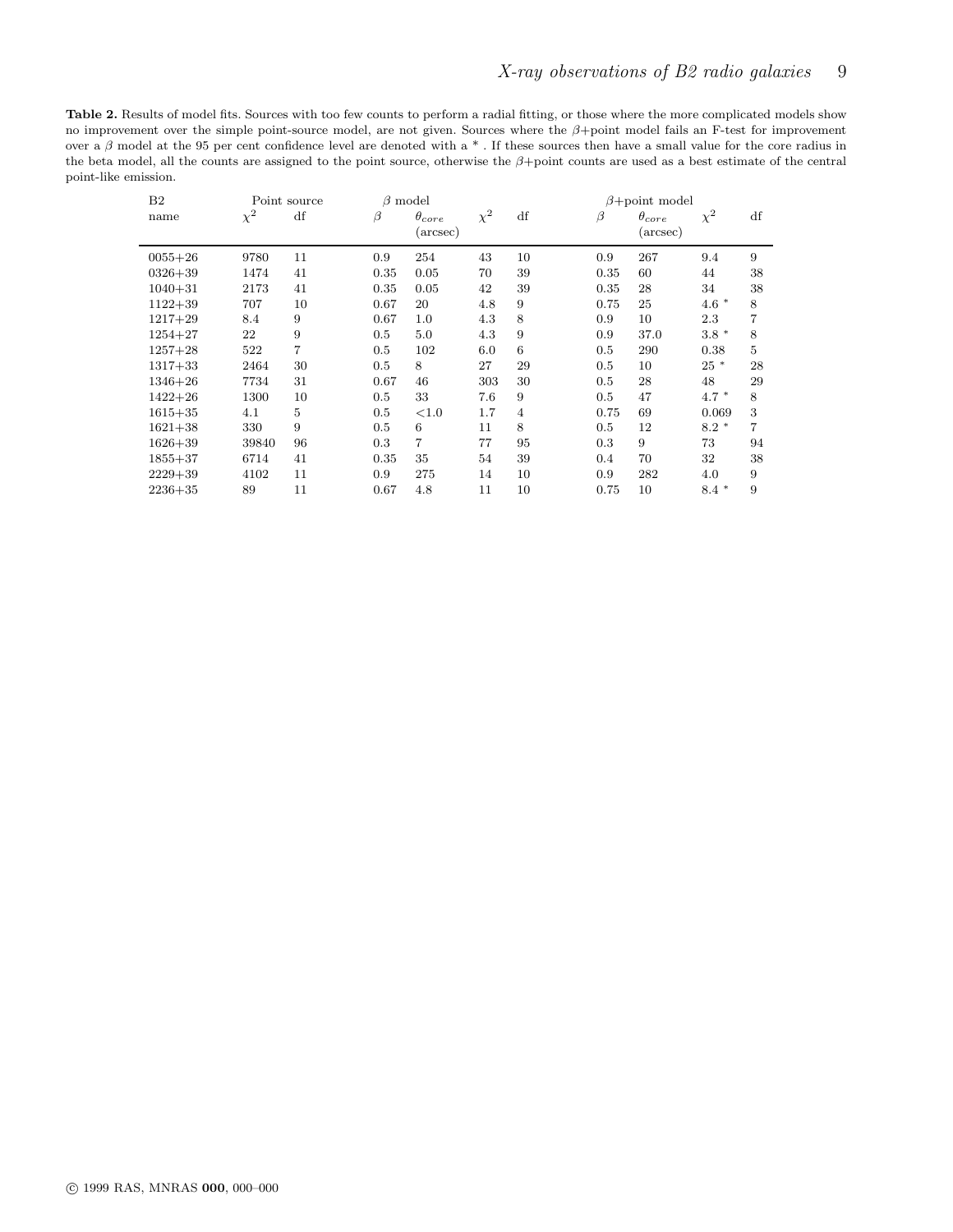**Table 2.** Results of model fits. Sources with too few counts to perform a radial fitting, or those where the more complicated models show no improvement over the simple point-source model, are not given. Sources where the $\beta$+point model fails an F-test for improvement over a $\beta$ model at the 95 per cent confidence level are denoted with a * . If these sources then have a small value for the core radius in the beta model, all the counts are assigned to the point source, otherwise the $\beta$+point counts are used as a best estimate of the central point-like emission.

| B2 | Point source | | $\beta$ model | | | | $\beta$+point model | | | |
|---|---|---|---|---|---|---|---|---|---|---|
| name | $\chi^2$ | df | $\beta$ | $\theta_{core}$ (arcsec) | $\chi^2$ | df | $\beta$ | $\theta_{core}$ (arcsec) | $\chi^2$ | df |
| 0055+26 | 9780 | 11 | 0.9 | 254 | 43 | 10 | 0.9 | 267 | 9.4 | 9 |
| 0326+39 | 1474 | 41 | 0.35 | 0.05 | 70 | 39 | 0.35 | 60 | 44 | 38 |
| 1040+31 | 2173 | 41 | 0.35 | 0.05 | 42 | 39 | 0.35 | 28 | 34 | 38 |
| 1122+39 | 707 | 10 | 0.67 | 20 | 4.8 | 9 | 0.75 | 25 | 4.6 * | 8 |
| 1217+29 | 8.4 | 9 | 0.67 | 1.0 | 4.3 | 8 | 0.9 | 10 | 2.3 | 7 |
| 1254+27 | 22 | 9 | 0.5 | 5.0 | 4.3 | 9 | 0.9 | 37.0 | 3.8 * | 8 |
| 1257+28 | 522 | 7 | 0.5 | 102 | 6.0 | 6 | 0.5 | 290 | 0.38 | 5 |
| 1317+33 | 2464 | 30 | 0.5 | 8 | 27 | 29 | 0.5 | 10 | 25 * | 28 |
| 1346+26 | 7734 | 31 | 0.67 | 46 | 303 | 30 | 0.5 | 28 | 48 | 29 |
| 1422+26 | 1300 | 10 | 0.5 | 33 | 7.6 | 9 | 0.5 | 47 | 4.7 * | 8 |
| 1615+35 | 4.1 | 5 | 0.5 | <1.0 | 1.7 | 4 | 0.75 | 69 | 0.069 | 3 |
| 1621+38 | 330 | 9 | 0.5 | 6 | 11 | 8 | 0.5 | 12 | 8.2 * | 7 |
| 1626+39 | 39840 | 96 | 0.3 | 7 | 77 | 95 | 0.3 | 9 | 73 | 94 |
| 1855+37 | 6714 | 41 | 0.35 | 35 | 54 | 39 | 0.4 | 70 | 32 | 38 |
| 2229+39 | 4102 | 11 | 0.9 | 275 | 14 | 10 | 0.9 | 282 | 4.0 | 9 |
| 2236+35 | 89 | 11 | 0.67 | 4.8 | 11 | 10 | 0.75 | 10 | 8.4 * | 9 |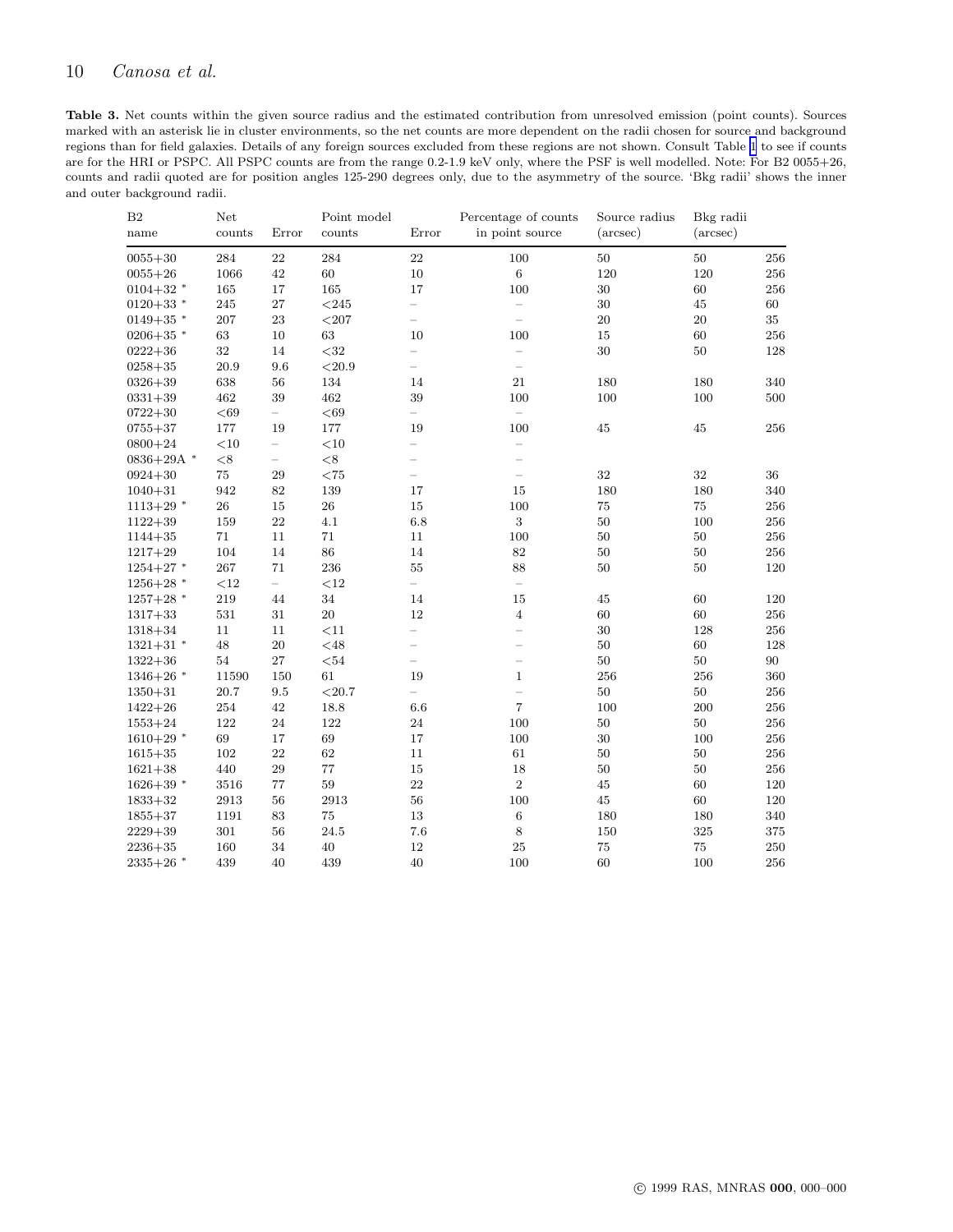**Table 3.** Net counts within the given source radius and the estimated contribution from unresolved emission (point counts). Sources marked with an asterisk lie in cluster environments, so the net counts are more dependent on the radii chosen for source and background regions than for field galaxies. Details of any foreign sources excluded from these regions are not shown. Consult Table 1 to see if counts are for the HRI or PSPC. All PSPC counts are from the range 0.2-1.9 keV only, where the PSF is well modelled. Note: For B2 0055+26, counts and radii quoted are for position angles 125-290 degrees only, due to the asymmetry of the source. 'Bkg radii' shows the inner and outer background radii.

| B2 name | Net counts | Error | Point model counts | Error | Percentage of counts in point source | Source radius (arcsec) | Bkg radii (arcsec) | |
|---|---|---|---|---|---|---|---|---|
| 0055+30 | 284 | 22 | 284 | 22 | 100 | 50 | 50 | 256 |
| 0055+26 | 1066 | 42 | 60 | 10 | 6 | 120 | 120 | 256 |
| 0104+32 * | 165 | 17 | 165 | 17 | 100 | 30 | 60 | 256 |
| 0120+33 * | 245 | 27 | <245 | – | – | 30 | 45 | 60 |
| 0149+35 * | 207 | 23 | <207 | – | – | 20 | 20 | 35 |
| 0206+35 * | 63 | 10 | 63 | 10 | 100 | 15 | 60 | 256 |
| 0222+36 | 32 | 14 | <32 | – | – | 30 | 50 | 128 |
| 0258+35 | 20.9 | 9.6 | <20.9 | – | – | | | |
| 0326+39 | 638 | 56 | 134 | 14 | 21 | 180 | 180 | 340 |
| 0331+39 | 462 | 39 | 462 | 39 | 100 | 100 | 100 | 500 |
| 0722+30 | <69 | – | <69 | – | – | | | |
| 0755+37 | 177 | 19 | 177 | 19 | 100 | 45 | 45 | 256 |
| 0800+24 | <10 | – | <10 | – | – | | | |
| 0836+29A * | <8 | – | <8 | – | – | | | |
| 0924+30 | 75 | 29 | <75 | – | – | 32 | 32 | 36 |
| 1040+31 | 942 | 82 | 139 | 17 | 15 | 180 | 180 | 340 |
| 1113+29 * | 26 | 15 | 26 | 15 | 100 | 75 | 75 | 256 |
| 1122+39 | 159 | 22 | 4.1 | 6.8 | 3 | 50 | 100 | 256 |
| 1144+35 | 71 | 11 | 71 | 11 | 100 | 50 | 50 | 256 |
| 1217+29 | 104 | 14 | 86 | 14 | 82 | 50 | 50 | 256 |
| 1254+27 * | 267 | 71 | 236 | 55 | 88 | 50 | 50 | 120 |
| 1256+28 * | <12 | – | <12 | – | – | | | |
| 1257+28 * | 219 | 44 | 34 | 14 | 15 | 45 | 60 | 120 |
| 1317+33 | 531 | 31 | 20 | 12 | 4 | 60 | 60 | 256 |
| 1318+34 | 11 | 11 | <11 | – | – | 30 | 128 | 256 |
| 1321+31 * | 48 | 20 | <48 | – | – | 50 | 60 | 128 |
| 1322+36 | 54 | 27 | <54 | – | – | 50 | 50 | 90 |
| 1346+26 * | 11590 | 150 | 61 | 19 | 1 | 256 | 256 | 360 |
| 1350+31 | 20.7 | 9.5 | <20.7 | – | – | 50 | 50 | 256 |
| 1422+26 | 254 | 42 | 18.8 | 6.6 | 7 | 100 | 200 | 256 |
| 1553+24 | 122 | 24 | 122 | 24 | 100 | 50 | 50 | 256 |
| 1610+29 * | 69 | 17 | 69 | 17 | 100 | 30 | 100 | 256 |
| 1615+35 | 102 | 22 | 62 | 11 | 61 | 50 | 50 | 256 |
| 1621+38 | 440 | 29 | 77 | 15 | 18 | 50 | 50 | 256 |
| 1626+39 * | 3516 | 77 | 59 | 22 | 2 | 45 | 60 | 120 |
| 1833+32 | 2913 | 56 | 2913 | 56 | 100 | 45 | 60 | 120 |
| 1855+37 | 1191 | 83 | 75 | 13 | 6 | 180 | 180 | 340 |
| 2229+39 | 301 | 56 | 24.5 | 7.6 | 8 | 150 | 325 | 375 |
| 2236+35 | 160 | 34 | 40 | 12 | 25 | 75 | 75 | 250 |
| 2335+26 * | 439 | 40 | 439 | 40 | 100 | 60 | 100 | 256 |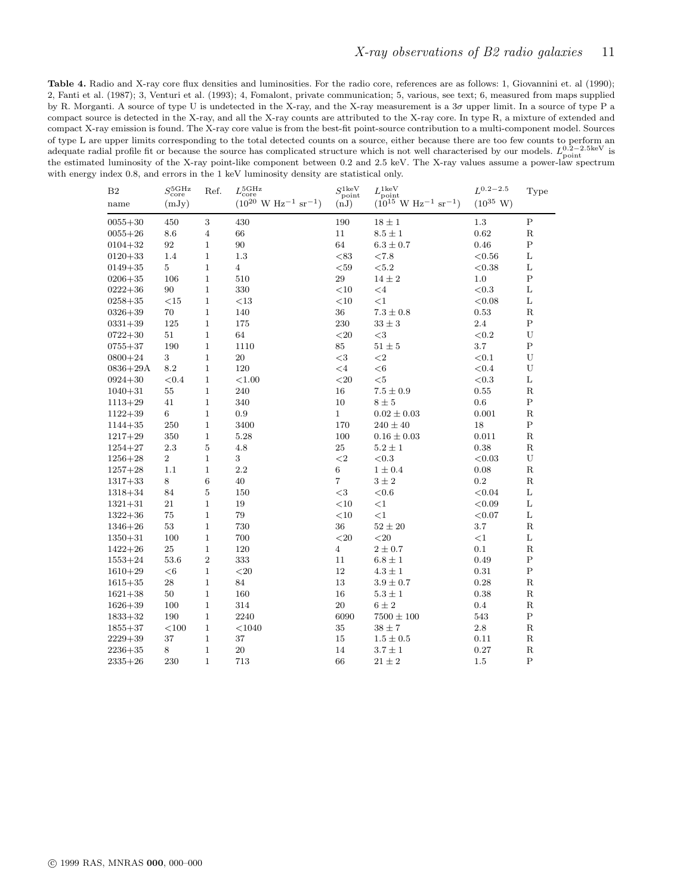**Table 4.** Radio and X-ray core flux densities and luminosities. For the radio core, references are as follows: 1, Giovannini et. al (1990); 2, Fanti et al. (1987); 3, Venturi et al. (1993); 4, Fomalont, private communication; 5, various, see text; 6, measured from maps supplied by R. Morganti. A source of type U is undetected in the X-ray, and the X-ray measurement is a $3\sigma$ upper limit. In a source of type P a compact source is detected in the X-ray, and all the X-ray counts are attributed to the X-ray core. In type R, a mixture of extended and compact X-ray emission is found. The X-ray core value is from the best-fit point-source contribution to a multi-component model. Sources of type L are upper limits corresponding to the total detected counts on a source, either because there are too few counts to perform an adequate radial profile fit or because the source has complicated structure which is not well characterised by our models. $L_{\rm point}^{0.2-2.5{\rm keV}}$ is the estimated luminosity of the X-ray point-like component between 0.2 and 2.5 keV. The X-ray values assume a power-law spectrum with energy index 0.8, and errors in the 1 keV luminosity density are statistical only.

| B2 name | $S_{\rm core}^{\rm 5GHz}$ (mJy) | Ref. | $L_{\rm core}^{\rm 5GHz}$ ($10^{20}$ W Hz$^{-1}$ sr$^{-1}$) | $S_{\rm point}^{\rm 1keV}$ (nJ) | $L_{\rm point}^{\rm 1keV}$ ($10^{15}$ W Hz$^{-1}$ sr$^{-1}$) | $L^{0.2-2.5}$ ($10^{35}$ W) | Type |
|---|---|---|---|---|---|---|---|
| 0055+30 | 450 | 3 | 430 | 190 | $18 \pm 1$ | 1.3 | P |
| 0055+26 | 8.6 | 4 | 66 | 11 | $8.5 \pm 1$ | 0.62 | R |
| 0104+32 | 92 | 1 | 90 | 64 | $6.3 \pm 0.7$ | 0.46 | P |
| 0120+33 | 1.4 | 1 | 1.3 | <83 | <7.8 | <0.56 | L |
| 0149+35 | 5 | 1 | 4 | <59 | <5.2 | <0.38 | L |
| 0206+35 | 106 | 1 | 510 | 29 | $14 \pm 2$ | 1.0 | P |
| 0222+36 | 90 | 1 | 330 | <10 | <4 | <0.3 | L |
| 0258+35 | <15 | 1 | <13 | <10 | <1 | <0.08 | L |
| 0326+39 | 70 | 1 | 140 | 36 | $7.3 \pm 0.8$ | 0.53 | R |
| 0331+39 | 125 | 1 | 175 | 230 | $33 \pm 3$ | 2.4 | P |
| 0722+30 | 51 | 1 | 64 | <20 | <3 | <0.2 | U |
| 0755+37 | 190 | 1 | 1110 | 85 | $51 \pm 5$ | 3.7 | P |
| 0800+24 | 3 | 1 | 20 | <3 | <2 | <0.1 | U |
| 0836+29A | 8.2 | 1 | 120 | <4 | <6 | <0.4 | U |
| 0924+30 | <0.4 | 1 | <1.00 | <20 | <5 | <0.3 | L |
| 1040+31 | 55 | 1 | 240 | 16 | $7.5 \pm 0.9$ | 0.55 | R |
| 1113+29 | 41 | 1 | 340 | 10 | $8 \pm 5$ | 0.6 | P |
| 1122+39 | 6 | 1 | 0.9 | 1 | $0.02 \pm 0.03$ | 0.001 | R |
| 1144+35 | 250 | 1 | 3400 | 170 | $240 \pm 40$ | 18 | P |
| 1217+29 | 350 | 1 | 5.28 | 100 | $0.16 \pm 0.03$ | 0.011 | R |
| 1254+27 | 2.3 | 5 | 4.8 | 25 | $5.2 \pm 1$ | 0.38 | R |
| 1256+28 | 2 | 1 | 3 | <2 | <0.3 | <0.03 | U |
| 1257+28 | 1.1 | 1 | 2.2 | 6 | $1 \pm 0.4$ | 0.08 | R |
| 1317+33 | 8 | 6 | 40 | 7 | $3 \pm 2$ | 0.2 | R |
| 1318+34 | 84 | 5 | 150 | <3 | <0.6 | <0.04 | L |
| 1321+31 | 21 | 1 | 19 | <10 | <1 | <0.09 | L |
| 1322+36 | 75 | 1 | 79 | <10 | <1 | <0.07 | L |
| 1346+26 | 53 | 1 | 730 | 36 | $52 \pm 20$ | 3.7 | R |
| 1350+31 | 100 | 1 | 700 | <20 | <20 | <1 | L |
| 1422+26 | 25 | 1 | 120 | 4 | $2 \pm 0.7$ | 0.1 | R |
| 1553+24 | 53.6 | 2 | 333 | 11 | $6.8 \pm 1$ | 0.49 | P |
| 1610+29 | <6 | 1 | <20 | 12 | $4.3 \pm 1$ | 0.31 | P |
| 1615+35 | 28 | 1 | 84 | 13 | $3.9 \pm 0.7$ | 0.28 | R |
| 1621+38 | 50 | 1 | 160 | 16 | $5.3 \pm 1$ | 0.38 | R |
| 1626+39 | 100 | 1 | 314 | 20 | $6 \pm 2$ | 0.4 | R |
| 1833+32 | 190 | 1 | 2240 | 6090 | $7500 \pm 100$ | 543 | P |
| 1855+37 | <100 | 1 | <1040 | 35 | $38 \pm 7$ | 2.8 | R |
| 2229+39 | 37 | 1 | 37 | 15 | $1.5 \pm 0.5$ | 0.11 | R |
| 2236+35 | 8 | 1 | 20 | 14 | $3.7 \pm 1$ | 0.27 | R |
| 2335+26 | 230 | 1 | 713 | 66 | $21 \pm 2$ | 1.5 | P |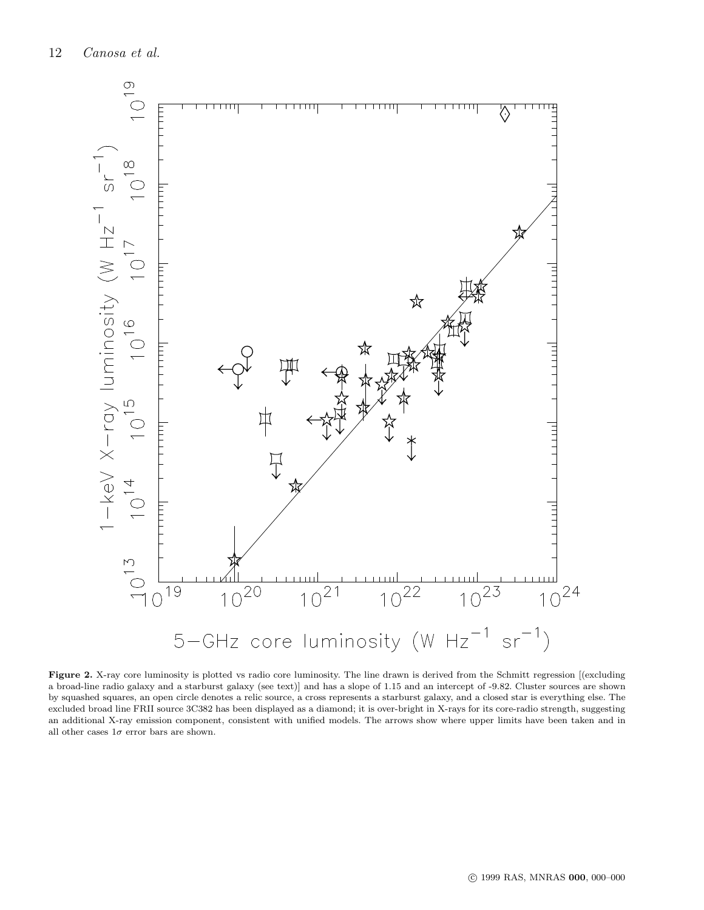**Figure 2.** X-ray core luminosity is plotted vs radio core luminosity. The line drawn is derived from the Schmitt regression [(excluding a broad-line radio galaxy and a starburst galaxy (see text)] and has a slope of 1.15 and an intercept of -9.82. Cluster sources are shown by squashed squares, an open circle denotes a relic source, a cross represents a starburst galaxy, and a closed star is everything else. The excluded broad line FRII source 3C382 has been displayed as a diamond; it is over-bright in X-rays for its core-radio strength, suggesting an additional X-ray emission component, consistent with unified models. The arrows show where upper limits have been taken and in all other cases $1\sigma$ error bars are shown.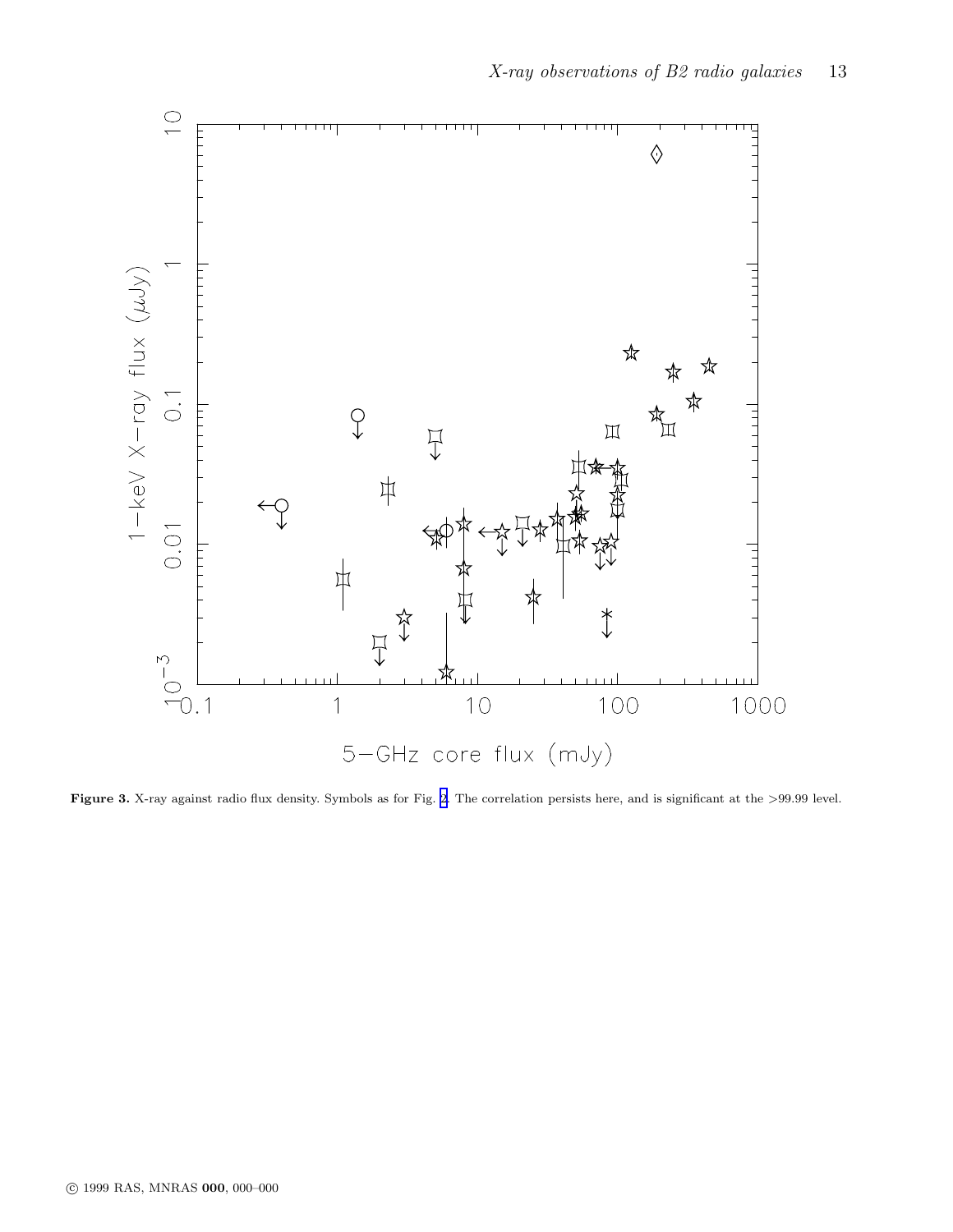1−keV X−ray flux (μJy)

10

1

0.1

0.01

$10^{-3}$

0.1

1

10

100

1000

5−GHz core flux (mJy)

**Figure 3.** X-ray against radio flux density. Symbols as for Fig. 2. The correlation persists here, and is significant at the >99.99 level.